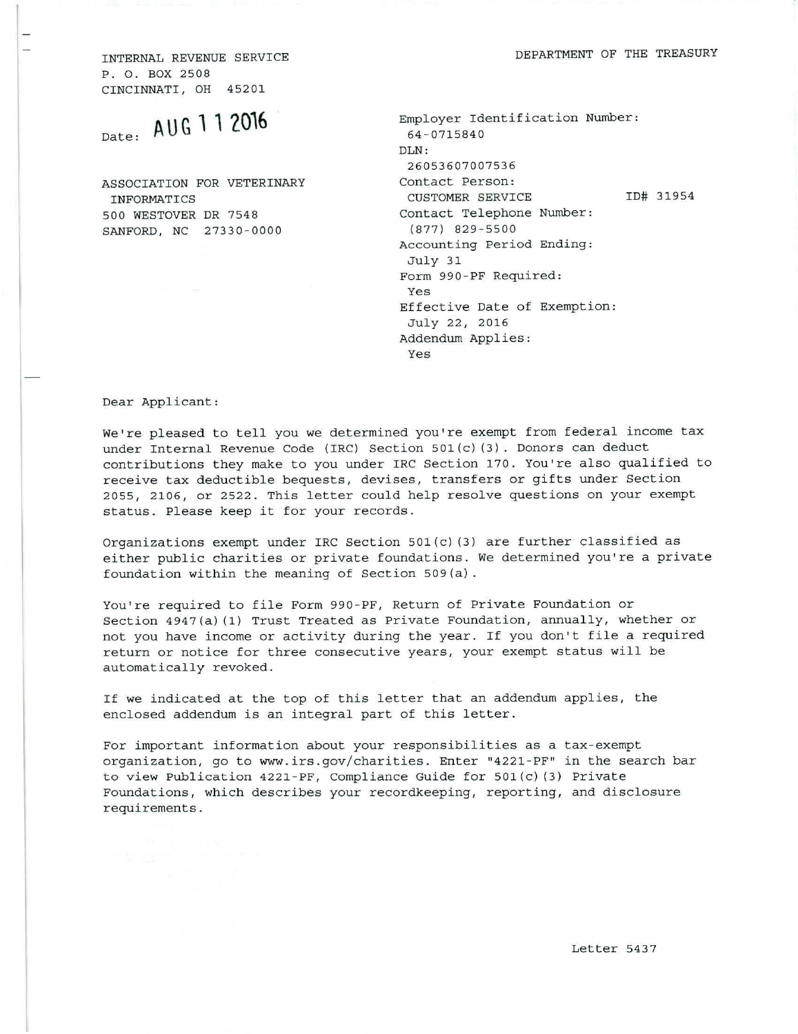INTERNAL REVENUE SERVICE
P. O. BOX 2508
CINCINNATI, OH 45201

DEPARTMENT OF THE TREASURY

Date: AUG 11 2016

ASSOCIATION FOR VETERINARY
INFORMATICS
500 WESTOVER DR 7548
SANFORD, NC 27330-0000

Employer Identification Number:
64-0715840
DLN:
26053607007536
Contact Person:
CUSTOMER SERVICE ID# 31954
Contact Telephone Number:
(877) 829-5500
Accounting Period Ending:
July 31
Form 990-PF Required:
Yes
Effective Date of Exemption:
July 22, 2016
Addendum Applies:
Yes

Dear Applicant:

We're pleased to tell you we determined you're exempt from federal income tax under Internal Revenue Code (IRC) Section 501(c)(3). Donors can deduct contributions they make to you under IRC Section 170. You're also qualified to receive tax deductible bequests, devises, transfers or gifts under Section 2055, 2106, or 2522. This letter could help resolve questions on your exempt status. Please keep it for your records.

Organizations exempt under IRC Section 501(c)(3) are further classified as either public charities or private foundations. We determined you're a private foundation within the meaning of Section 509(a).

You're required to file Form 990-PF, Return of Private Foundation or Section 4947(a)(1) Trust Treated as Private Foundation, annually, whether or not you have income or activity during the year. If you don't file a required return or notice for three consecutive years, your exempt status will be automatically revoked.

If we indicated at the top of this letter that an addendum applies, the enclosed addendum is an integral part of this letter.

For important information about your responsibilities as a tax-exempt organization, go to www.irs.gov/charities. Enter "4221-PF" in the search bar to view Publication 4221-PF, Compliance Guide for 501(c)(3) Private Foundations, which describes your recordkeeping, reporting, and disclosure requirements.

Letter 5437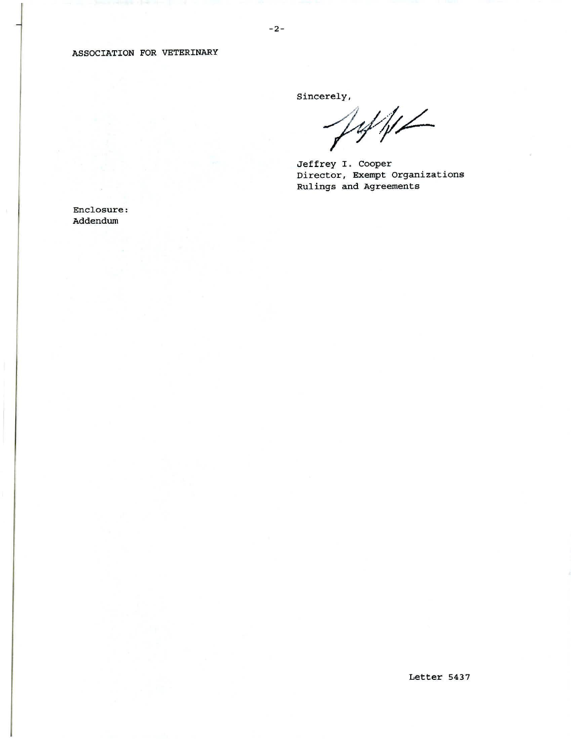ASSOCIATION FOR VETERINARY

Sincerely,

Jeffrey I. Cooper
Director, Exempt Organizations
Rulings and Agreements

Enclosure:
Addendum

Letter 5437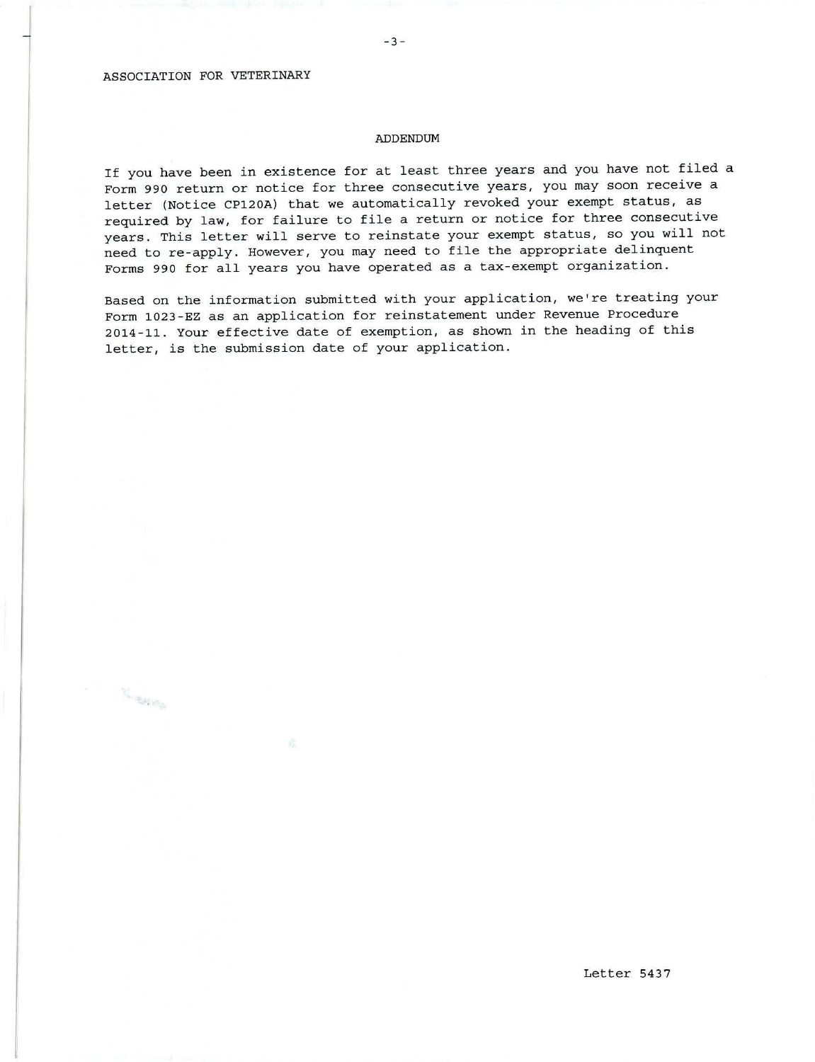ASSOCIATION FOR VETERINARY

## ADDENDUM

If you have been in existence for at least three years and you have not filed a Form 990 return or notice for three consecutive years, you may soon receive a letter (Notice CP120A) that we automatically revoked your exempt status, as required by law, for failure to file a return or notice for three consecutive years. This letter will serve to reinstate your exempt status, so you will not need to re-apply. However, you may need to file the appropriate delinquent Forms 990 for all years you have operated as a tax-exempt organization.

Based on the information submitted with your application, we're treating your Form 1023-EZ as an application for reinstatement under Revenue Procedure 2014-11. Your effective date of exemption, as shown in the heading of this letter, is the submission date of your application.

Letter 5437